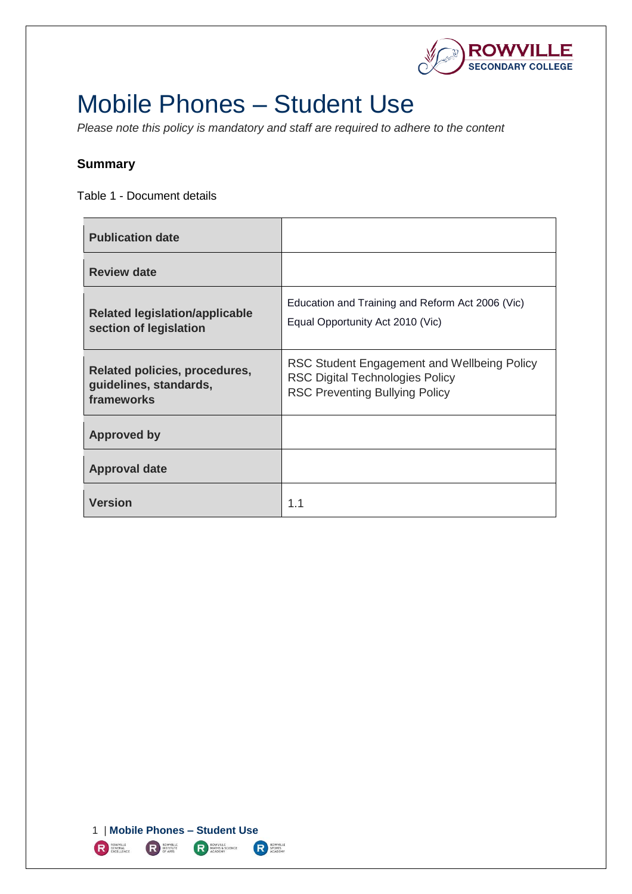# Mobile Phones – Student Use

*Please note this policy is mandatory and staff are required to adhere to the content*

### Summary

Table 1 - Document details

| | |
|---|---|
| **Publication date** | |
| **Review date** | |
| **Related legislation/applicable section of legislation** | Education and Training and Reform Act 2006 (Vic)<br>Equal Opportunity Act 2010 (Vic) |
| **Related policies, procedures, guidelines, standards, frameworks** | RSC Student Engagement and Wellbeing Policy<br>RSC Digital Technologies Policy<br>RSC Preventing Bullying Policy |
| **Approved by** | |
| **Approval date** | |
| **Version** | 1.1 |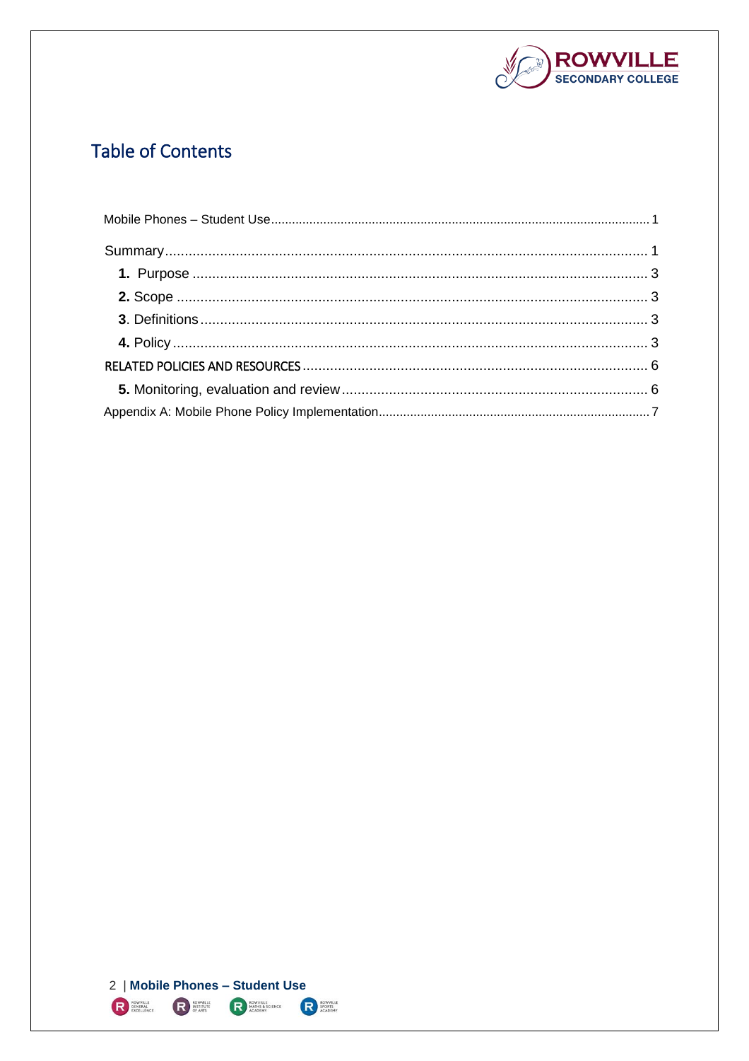## Table of Contents

Mobile Phones – Student Use ........................................................................................................ 1

Summary ........................................................................................................................................ 1

- **1.** Purpose .................................................................................................................................. 3
- **2.** Scope ..................................................................................................................................... 3
- **3**. Definitions ............................................................................................................................. 3
- **4.** Policy ..................................................................................................................................... 3

RELATED POLICIES AND RESOURCES ....................................................................................... 6

- **5.** Monitoring, evaluation and review .......................................................................................... 6

Appendix A: Mobile Phone Policy Implementation ......................................................................... 7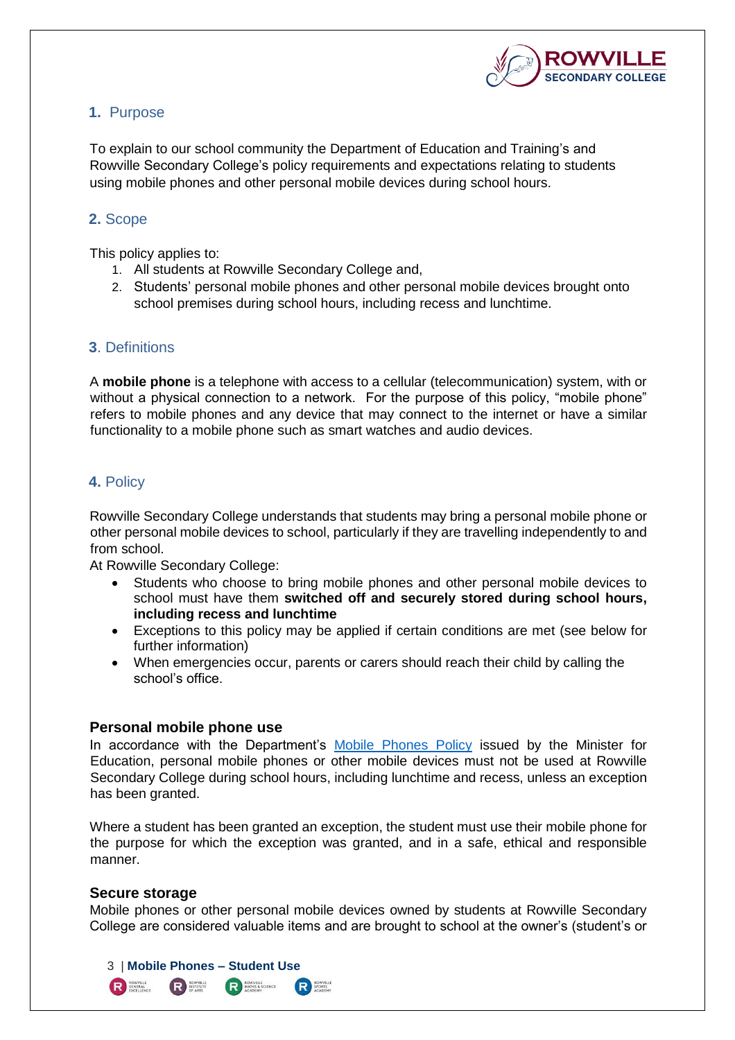## 1. Purpose

To explain to our school community the Department of Education and Training's and Rowville Secondary College's policy requirements and expectations relating to students using mobile phones and other personal mobile devices during school hours.

## 2. Scope

This policy applies to:

1. All students at Rowville Secondary College and,
2. Students' personal mobile phones and other personal mobile devices brought onto school premises during school hours, including recess and lunchtime.

## 3. Definitions

A **mobile phone** is a telephone with access to a cellular (telecommunication) system, with or without a physical connection to a network. For the purpose of this policy, "mobile phone" refers to mobile phones and any device that may connect to the internet or have a similar functionality to a mobile phone such as smart watches and audio devices.

## 4. Policy

Rowville Secondary College understands that students may bring a personal mobile phone or other personal mobile devices to school, particularly if they are travelling independently to and from school.

At Rowville Secondary College:

- Students who choose to bring mobile phones and other personal mobile devices to school must have them **switched off and securely stored during school hours, including recess and lunchtime**
- Exceptions to this policy may be applied if certain conditions are met (see below for further information)
- When emergencies occur, parents or carers should reach their child by calling the school's office.

### Personal mobile phone use

In accordance with the Department's Mobile Phones Policy issued by the Minister for Education, personal mobile phones or other mobile devices must not be used at Rowville Secondary College during school hours, including lunchtime and recess, unless an exception has been granted.

Where a student has been granted an exception, the student must use their mobile phone for the purpose for which the exception was granted, and in a safe, ethical and responsible manner.

### Secure storage

Mobile phones or other personal mobile devices owned by students at Rowville Secondary College are considered valuable items and are brought to school at the owner's (student's or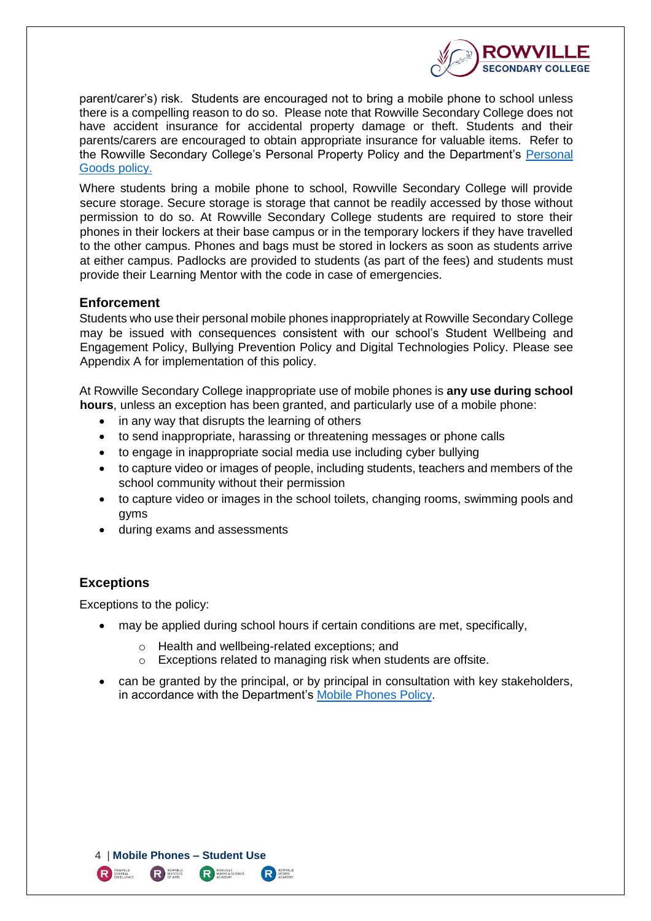parent/carer's) risk.  Students are encouraged not to bring a mobile phone to school unless there is a compelling reason to do so.  Please note that Rowville Secondary College does not have accident insurance for accidental property damage or theft. Students and their parents/carers are encouraged to obtain appropriate insurance for valuable items.  Refer to the Rowville Secondary College's Personal Property Policy and the Department's [Personal Goods policy.](Personal Goods policy.)

Where students bring a mobile phone to school, Rowville Secondary College will provide secure storage. Secure storage is storage that cannot be readily accessed by those without permission to do so. At Rowville Secondary College students are required to store their phones in their lockers at their base campus or in the temporary lockers if they have travelled to the other campus. Phones and bags must be stored in lockers as soon as students arrive at either campus. Padlocks are provided to students (as part of the fees) and students must provide their Learning Mentor with the code in case of emergencies.

## Enforcement

Students who use their personal mobile phones inappropriately at Rowville Secondary College may be issued with consequences consistent with our school's Student Wellbeing and Engagement Policy, Bullying Prevention Policy and Digital Technologies Policy. Please see Appendix A for implementation of this policy.

At Rowville Secondary College inappropriate use of mobile phones is **any use during school hours**, unless an exception has been granted, and particularly use of a mobile phone:

- in any way that disrupts the learning of others
- to send inappropriate, harassing or threatening messages or phone calls
- to engage in inappropriate social media use including cyber bullying
- to capture video or images of people, including students, teachers and members of the school community without their permission
- to capture video or images in the school toilets, changing rooms, swimming pools and gyms
- during exams and assessments

## Exceptions

Exceptions to the policy:

- may be applied during school hours if certain conditions are met, specifically,
  - Health and wellbeing-related exceptions; and
  - Exceptions related to managing risk when students are offsite.
- can be granted by the principal, or by principal in consultation with key stakeholders, in accordance with the Department's Mobile Phones Policy.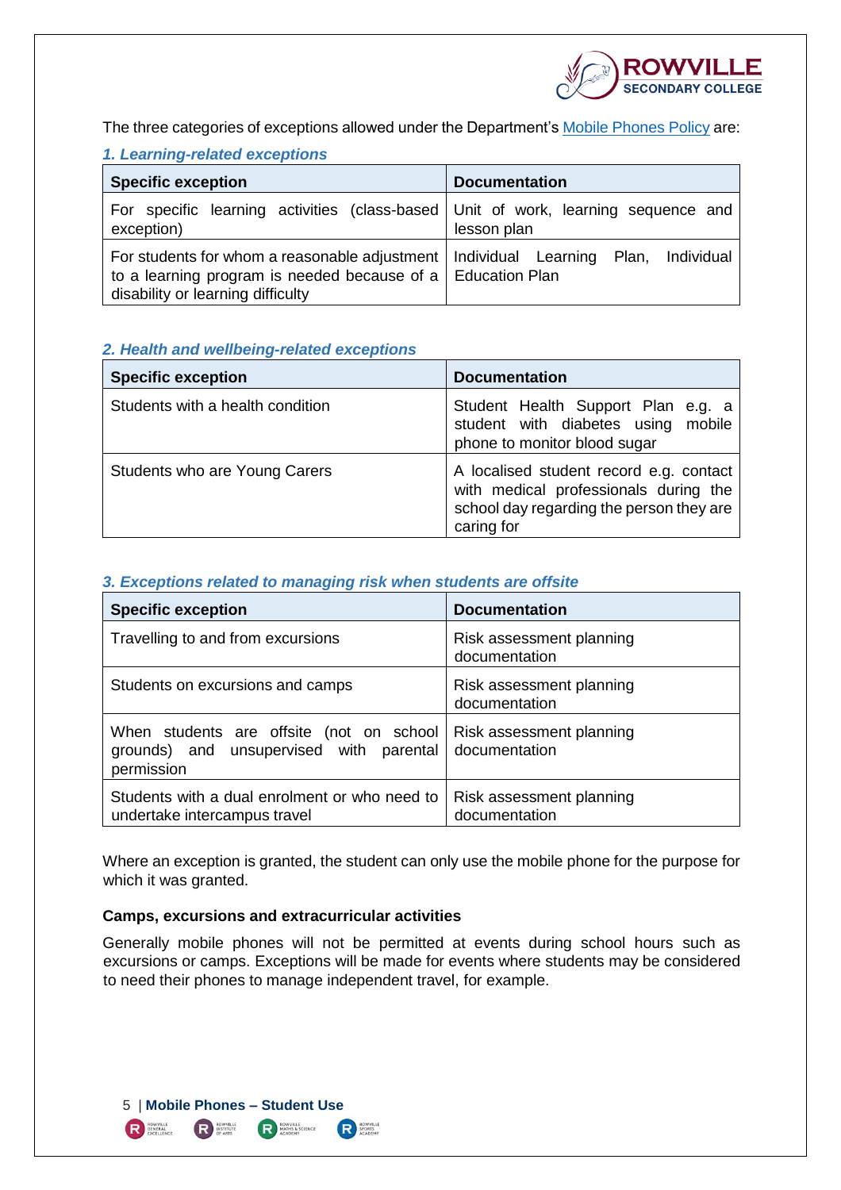The three categories of exceptions allowed under the Department's [Mobile Phones Policy](#) are:

### *1. Learning-related exceptions*

| Specific exception | Documentation |
| --- | --- |
| For specific learning activities (class-based exception) | Unit of work, learning sequence and lesson plan |
| For students for whom a reasonable adjustment to a learning program is needed because of a disability or learning difficulty | Individual Learning Plan, Individual Education Plan |

### *2. Health and wellbeing-related exceptions*

| Specific exception | Documentation |
| --- | --- |
| Students with a health condition | Student Health Support Plan e.g. a student with diabetes using mobile phone to monitor blood sugar |
| Students who are Young Carers | A localised student record e.g. contact with medical professionals during the school day regarding the person they are caring for |

### *3. Exceptions related to managing risk when students are offsite*

| Specific exception | Documentation |
| --- | --- |
| Travelling to and from excursions | Risk assessment planning documentation |
| Students on excursions and camps | Risk assessment planning documentation |
| When students are offsite (not on school grounds) and unsupervised with parental permission | Risk assessment planning documentation |
| Students with a dual enrolment or who need to undertake intercampus travel | Risk assessment planning documentation |

Where an exception is granted, the student can only use the mobile phone for the purpose for which it was granted.

**Camps, excursions and extracurricular activities**

Generally mobile phones will not be permitted at events during school hours such as excursions or camps. Exceptions will be made for events where students may be considered to need their phones to manage independent travel, for example.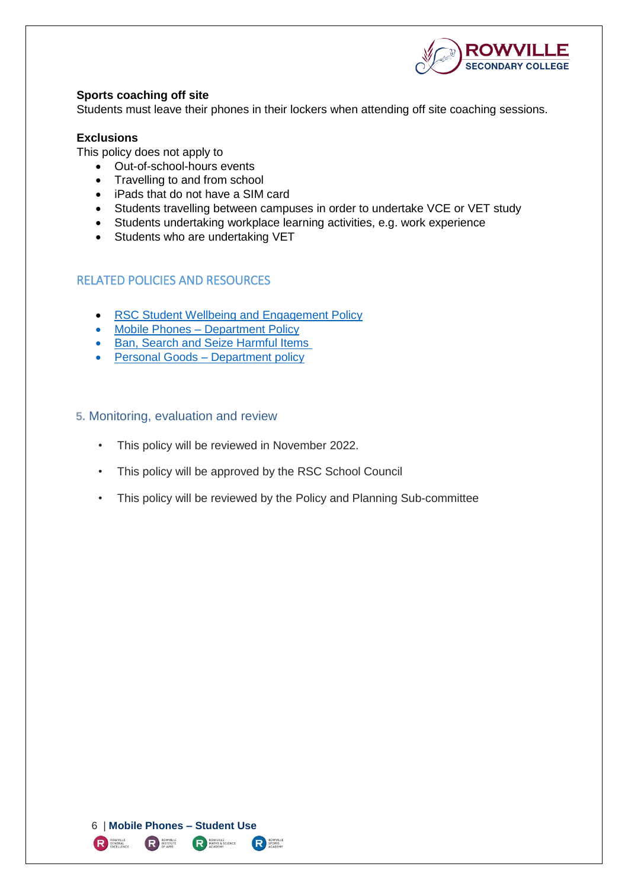**Sports coaching off site**

Students must leave their phones in their lockers when attending off site coaching sessions.

**Exclusions**

This policy does not apply to

- Out-of-school-hours events
- Travelling to and from school
- iPads that do not have a SIM card
- Students travelling between campuses in order to undertake VCE or VET study
- Students undertaking workplace learning activities, e.g. work experience
- Students who are undertaking VET

## RELATED POLICIES AND RESOURCES

- RSC Student Wellbeing and Engagement Policy
- Mobile Phones – Department Policy
- Ban, Search and Seize Harmful Items
- Personal Goods – Department policy

## 5. Monitoring, evaluation and review

- This policy will be reviewed in November 2022.
- This policy will be approved by the RSC School Council
- This policy will be reviewed by the Policy and Planning Sub-committee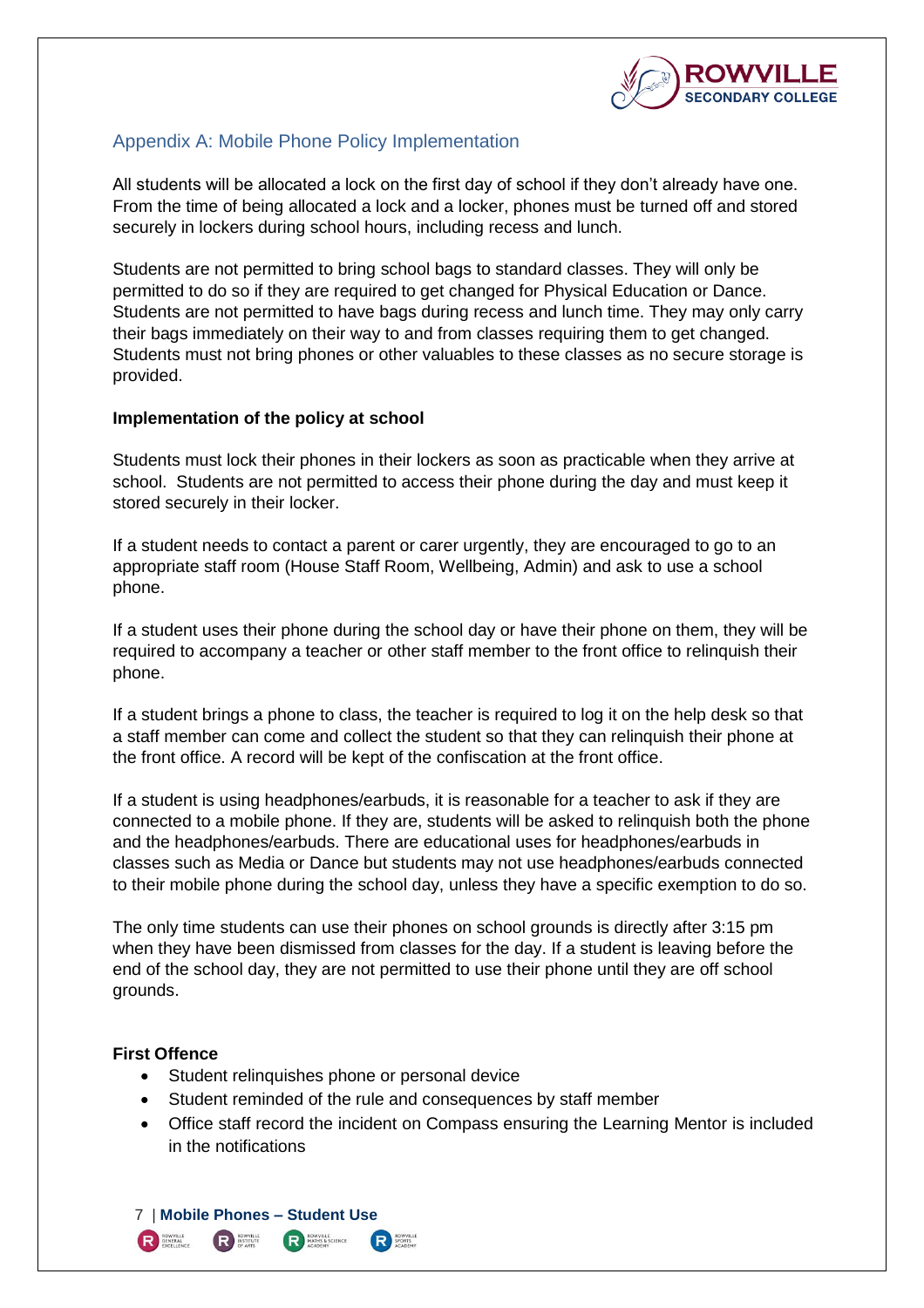## Appendix A: Mobile Phone Policy Implementation

All students will be allocated a lock on the first day of school if they don't already have one. From the time of being allocated a lock and a locker, phones must be turned off and stored securely in lockers during school hours, including recess and lunch.

Students are not permitted to bring school bags to standard classes. They will only be permitted to do so if they are required to get changed for Physical Education or Dance. Students are not permitted to have bags during recess and lunch time. They may only carry their bags immediately on their way to and from classes requiring them to get changed. Students must not bring phones or other valuables to these classes as no secure storage is provided.

**Implementation of the policy at school**

Students must lock their phones in their lockers as soon as practicable when they arrive at school. Students are not permitted to access their phone during the day and must keep it stored securely in their locker.

If a student needs to contact a parent or carer urgently, they are encouraged to go to an appropriate staff room (House Staff Room, Wellbeing, Admin) and ask to use a school phone.

If a student uses their phone during the school day or have their phone on them, they will be required to accompany a teacher or other staff member to the front office to relinquish their phone.

If a student brings a phone to class, the teacher is required to log it on the help desk so that a staff member can come and collect the student so that they can relinquish their phone at the front office. A record will be kept of the confiscation at the front office.

If a student is using headphones/earbuds, it is reasonable for a teacher to ask if they are connected to a mobile phone. If they are, students will be asked to relinquish both the phone and the headphones/earbuds. There are educational uses for headphones/earbuds in classes such as Media or Dance but students may not use headphones/earbuds connected to their mobile phone during the school day, unless they have a specific exemption to do so.

The only time students can use their phones on school grounds is directly after 3:15 pm when they have been dismissed from classes for the day. If a student is leaving before the end of the school day, they are not permitted to use their phone until they are off school grounds.

**First Offence**

- Student relinquishes phone or personal device
- Student reminded of the rule and consequences by staff member
- Office staff record the incident on Compass ensuring the Learning Mentor is included in the notifications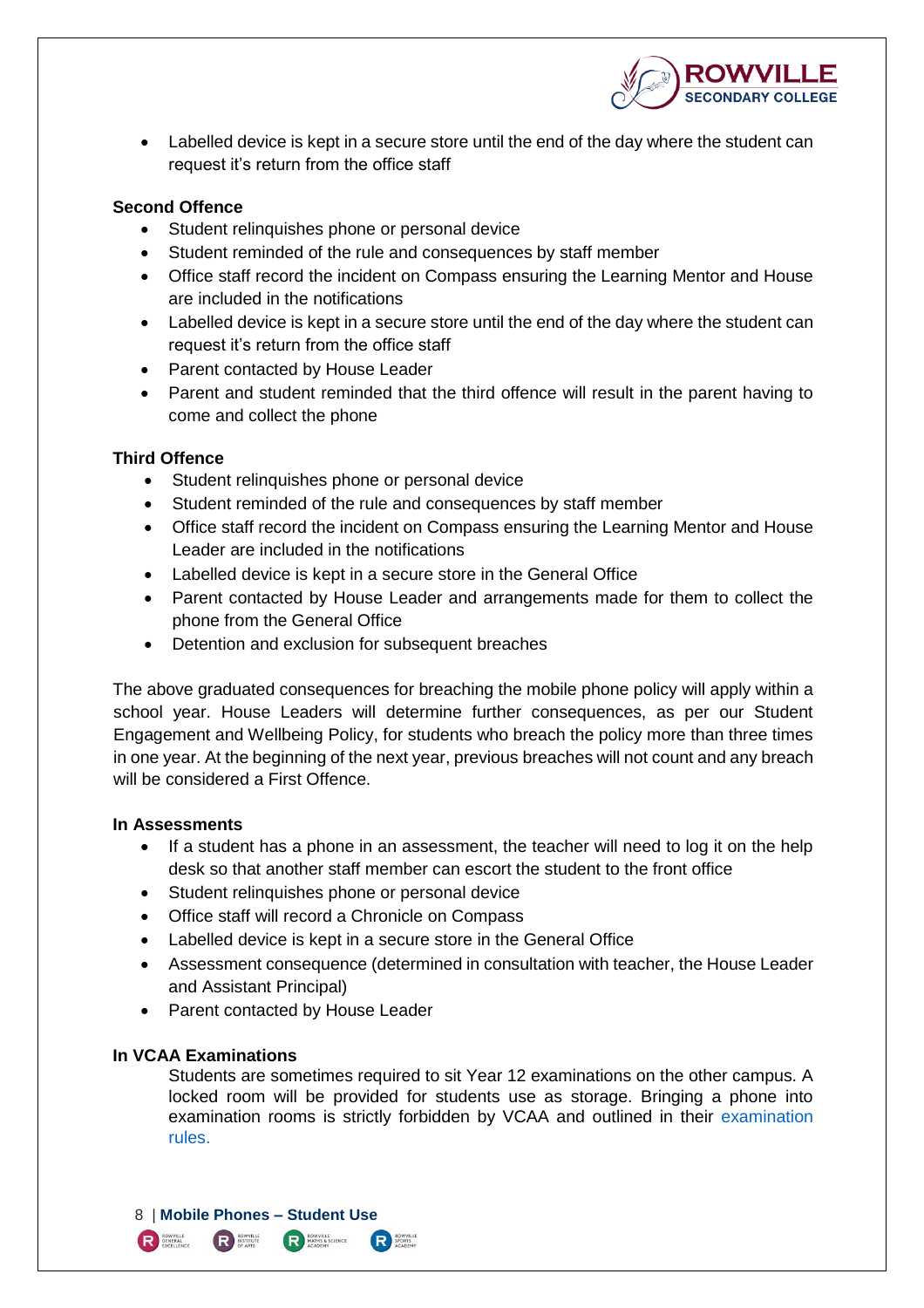- Labelled device is kept in a secure store until the end of the day where the student can request it's return from the office staff

**Second Offence**

- Student relinquishes phone or personal device
- Student reminded of the rule and consequences by staff member
- Office staff record the incident on Compass ensuring the Learning Mentor and House are included in the notifications
- Labelled device is kept in a secure store until the end of the day where the student can request it's return from the office staff
- Parent contacted by House Leader
- Parent and student reminded that the third offence will result in the parent having to come and collect the phone

**Third Offence**

- Student relinquishes phone or personal device
- Student reminded of the rule and consequences by staff member
- Office staff record the incident on Compass ensuring the Learning Mentor and House Leader are included in the notifications
- Labelled device is kept in a secure store in the General Office
- Parent contacted by House Leader and arrangements made for them to collect the phone from the General Office
- Detention and exclusion for subsequent breaches

The above graduated consequences for breaching the mobile phone policy will apply within a school year. House Leaders will determine further consequences, as per our Student Engagement and Wellbeing Policy, for students who breach the policy more than three times in one year. At the beginning of the next year, previous breaches will not count and any breach will be considered a First Offence.

**In Assessments**

- If a student has a phone in an assessment, the teacher will need to log it on the help desk so that another staff member can escort the student to the front office
- Student relinquishes phone or personal device
- Office staff will record a Chronicle on Compass
- Labelled device is kept in a secure store in the General Office
- Assessment consequence (determined in consultation with teacher, the House Leader and Assistant Principal)
- Parent contacted by House Leader

**In VCAA Examinations**

Students are sometimes required to sit Year 12 examinations on the other campus. A locked room will be provided for students use as storage. Bringing a phone into examination rooms is strictly forbidden by VCAA and outlined in their examination rules.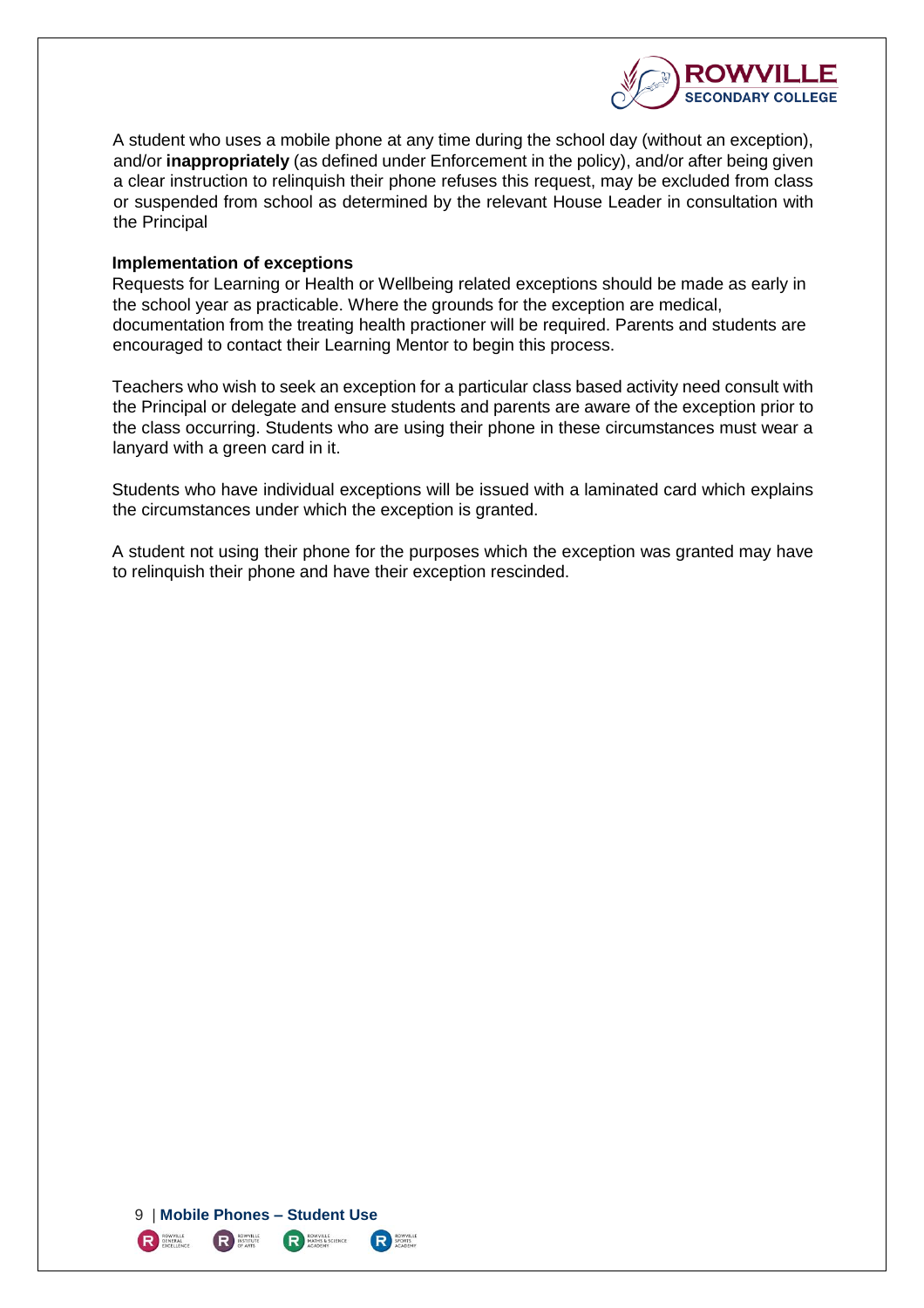A student who uses a mobile phone at any time during the school day (without an exception), and/or **inappropriately** (as defined under Enforcement in the policy), and/or after being given a clear instruction to relinquish their phone refuses this request, may be excluded from class or suspended from school as determined by the relevant House Leader in consultation with the Principal

**Implementation of exceptions**

Requests for Learning or Health or Wellbeing related exceptions should be made as early in the school year as practicable. Where the grounds for the exception are medical, documentation from the treating health practioner will be required. Parents and students are encouraged to contact their Learning Mentor to begin this process.

Teachers who wish to seek an exception for a particular class based activity need consult with the Principal or delegate and ensure students and parents are aware of the exception prior to the class occurring. Students who are using their phone in these circumstances must wear a lanyard with a green card in it.

Students who have individual exceptions will be issued with a laminated card which explains the circumstances under which the exception is granted.

A student not using their phone for the purposes which the exception was granted may have to relinquish their phone and have their exception rescinded.